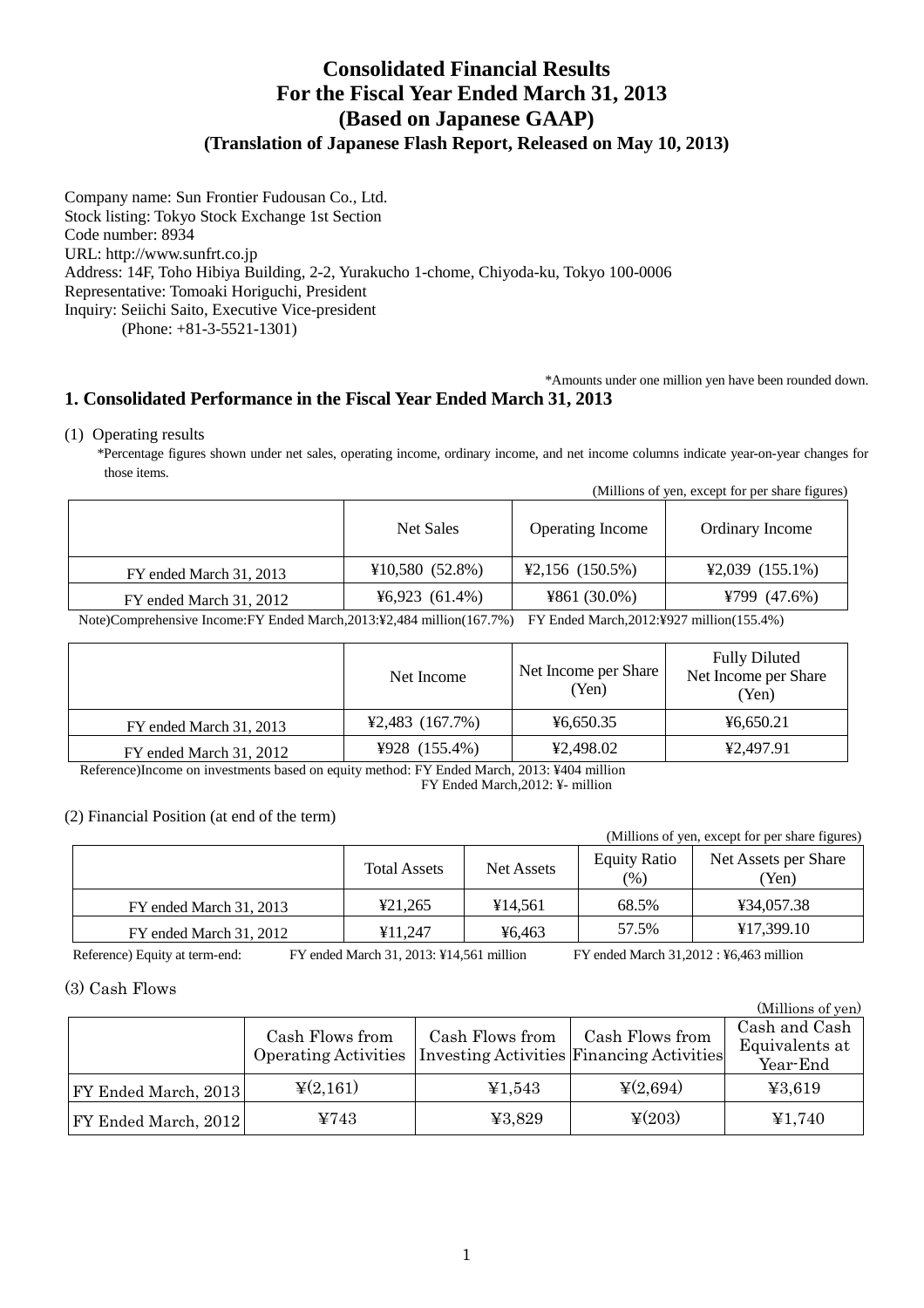# Consolidated Financial Results
# For the Fiscal Year Ended March 31, 2013
# (Based on Japanese GAAP)
### (Translation of Japanese Flash Report, Released on May 10, 2013)

Company name: Sun Frontier Fudousan Co., Ltd.
Stock listing: Tokyo Stock Exchange 1st Section
Code number: 8934
URL: http://www.sunfrt.co.jp
Address: 14F, Toho Hibiya Building, 2-2, Yurakucho 1-chome, Chiyoda-ku, Tokyo 100-0006
Representative: Tomoaki Horiguchi, President
Inquiry: Seiichi Saito, Executive Vice-president
(Phone: +81-3-5521-1301)

*Amounts under one million yen have been rounded down.

## 1. Consolidated Performance in the Fiscal Year Ended March 31, 2013

(1) Operating results

*Percentage figures shown under net sales, operating income, ordinary income, and net income columns indicate year-on-year changes for those items.

(Millions of yen, except for per share figures)

| | Net Sales | Operating Income | Ordinary Income |
|---|---|---|---|
| FY ended March 31, 2013 | ¥10,580 (52.8%) | ¥2,156 (150.5%) | ¥2,039 (155.1%) |
| FY ended March 31, 2012 | ¥6,923 (61.4%) | ¥861 (30.0%) | ¥799 (47.6%) |

Note)Comprehensive Income:FY Ended March,2013:¥2,484 million(167.7%) FY Ended March,2012:¥927 million(155.4%)

| | Net Income | Net Income per Share (Yen) | Fully Diluted Net Income per Share (Yen) |
|---|---|---|---|
| FY ended March 31, 2013 | ¥2,483 (167.7%) | ¥6,650.35 | ¥6,650.21 |
| FY ended March 31, 2012 | ¥928 (155.4%) | ¥2,498.02 | ¥2,497.91 |

Reference)Income on investments based on equity method: FY Ended March, 2013: ¥404 million
FY Ended March,2012: ¥- million

(2) Financial Position (at end of the term)

(Millions of yen, except for per share figures)

| | Total Assets | Net Assets | Equity Ratio (%) | Net Assets per Share (Yen) |
|---|---|---|---|---|
| FY ended March 31, 2013 | ¥21,265 | ¥14,561 | 68.5% | ¥34,057.38 |
| FY ended March 31, 2012 | ¥11,247 | ¥6,463 | 57.5% | ¥17,399.10 |

Reference) Equity at term-end: FY ended March 31, 2013: ¥14,561 million FY ended March 31,2012 : ¥6,463 million

(3) Cash Flows

(Millions of yen)

| | Cash Flows from Operating Activities | Cash Flows from Investing Activities | Cash Flows from Financing Activities | Cash and Cash Equivalents at Year-End |
|---|---|---|---|---|
| FY Ended March, 2013 | ¥(2,161) | ¥1,543 | ¥(2,694) | ¥3,619 |
| FY Ended March, 2012 | ¥743 | ¥3,829 | ¥(203) | ¥1,740 |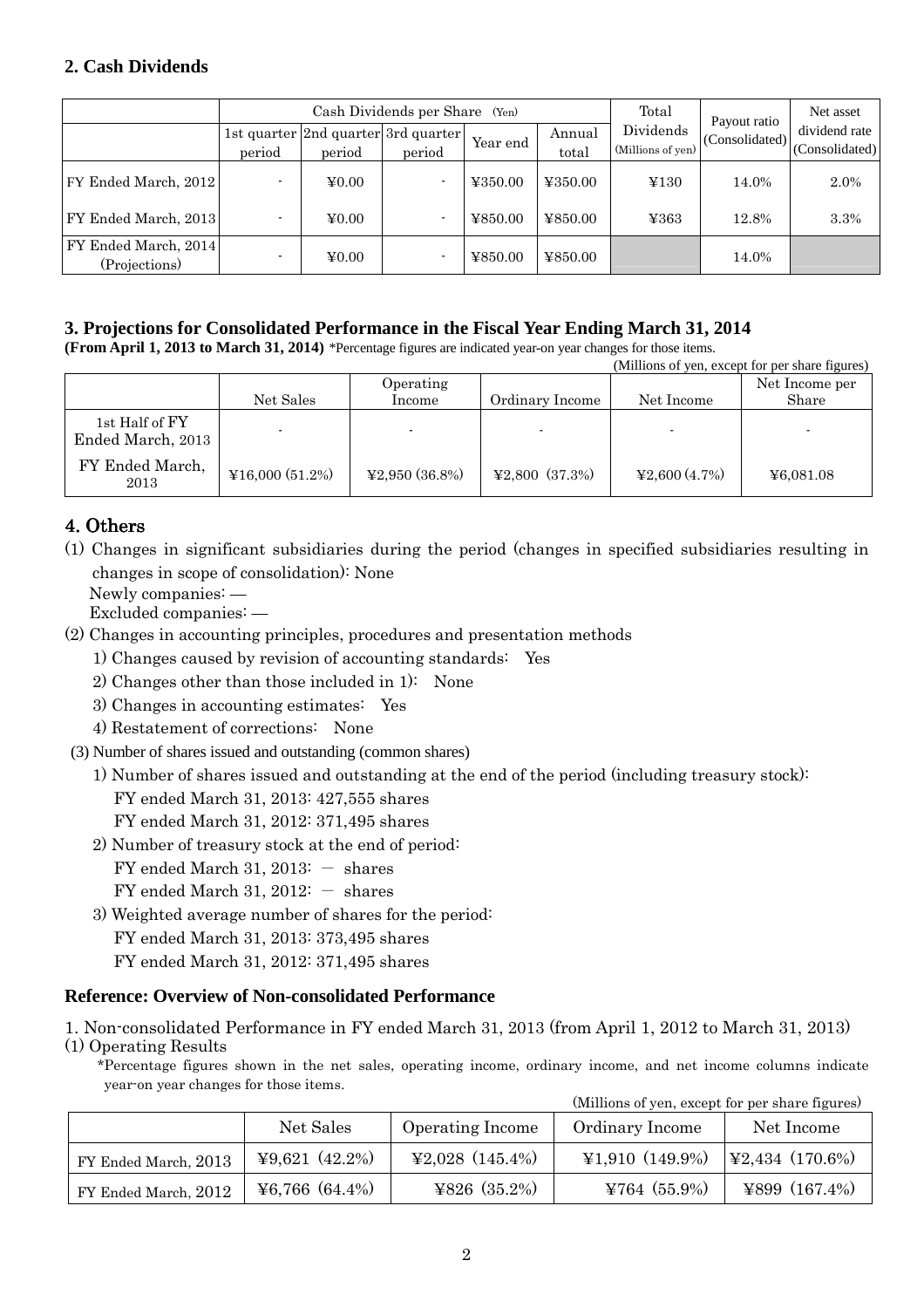## 2. Cash Dividends

| | Cash Dividends per Share (Yen) | | | | | Total Dividends (Millions of yen) | Payout ratio (Consolidated) | Net asset dividend rate (Consolidated) |
|---|---|---|---|---|---|---|---|---|
| | 1st quarter period | 2nd quarter period | 3rd quarter period | Year end | Annual total | | | |
| FY Ended March, 2012 | - | ¥0.00 | - | ¥350.00 | ¥350.00 | ¥130 | 14.0% | 2.0% |
| FY Ended March, 2013 | - | ¥0.00 | - | ¥850.00 | ¥850.00 | ¥363 | 12.8% | 3.3% |
| FY Ended March, 2014 (Projections) | - | ¥0.00 | - | ¥850.00 | ¥850.00 | | 14.0% | |

## 3. Projections for Consolidated Performance in the Fiscal Year Ending March 31, 2014

**(From April 1, 2013 to March 31, 2014)** *Percentage figures are indicated year-on year changes for those items.

(Millions of yen, except for per share figures)

| | Net Sales | Operating Income | Ordinary Income | Net Income | Net Income per Share |
|---|---|---|---|---|---|
| 1st Half of FY Ended March, 2013 | - | - | - | - | - |
| FY Ended March, 2013 | ¥16,000 (51.2%) | ¥2,950 (36.8%) | ¥2,800 (37.3%) | ¥2,600 (4.7%) | ¥6,081.08 |

## 4. Others

(1) Changes in significant subsidiaries during the period (changes in specified subsidiaries resulting in changes in scope of consolidation): None

Newly companies: —

Excluded companies: —

(2) Changes in accounting principles, procedures and presentation methods

1) Changes caused by revision of accounting standards: Yes

2) Changes other than those included in 1): None

3) Changes in accounting estimates: Yes

4) Restatement of corrections: None

(3) Number of shares issued and outstanding (common shares)

1) Number of shares issued and outstanding at the end of the period (including treasury stock):

FY ended March 31, 2013: 427,555 shares

FY ended March 31, 2012: 371,495 shares

2) Number of treasury stock at the end of period:

FY ended March 31, 2013: － shares

FY ended March 31, 2012: － shares

3) Weighted average number of shares for the period:

FY ended March 31, 2013: 373,495 shares

FY ended March 31, 2012: 371,495 shares

### Reference: Overview of Non-consolidated Performance

1. Non-consolidated Performance in FY ended March 31, 2013 (from April 1, 2012 to March 31, 2013)

(1) Operating Results

*Percentage figures shown in the net sales, operating income, ordinary income, and net income columns indicate year-on year changes for those items.

(Millions of yen, except for per share figures)

| | Net Sales | Operating Income | Ordinary Income | Net Income |
|---|---|---|---|---|
| FY Ended March, 2013 | ¥9,621 (42.2%) | ¥2,028 (145.4%) | ¥1,910 (149.9%) | ¥2,434 (170.6%) |
| FY Ended March, 2012 | ¥6,766 (64.4%) | ¥826 (35.2%) | ¥764 (55.9%) | ¥899 (167.4%) |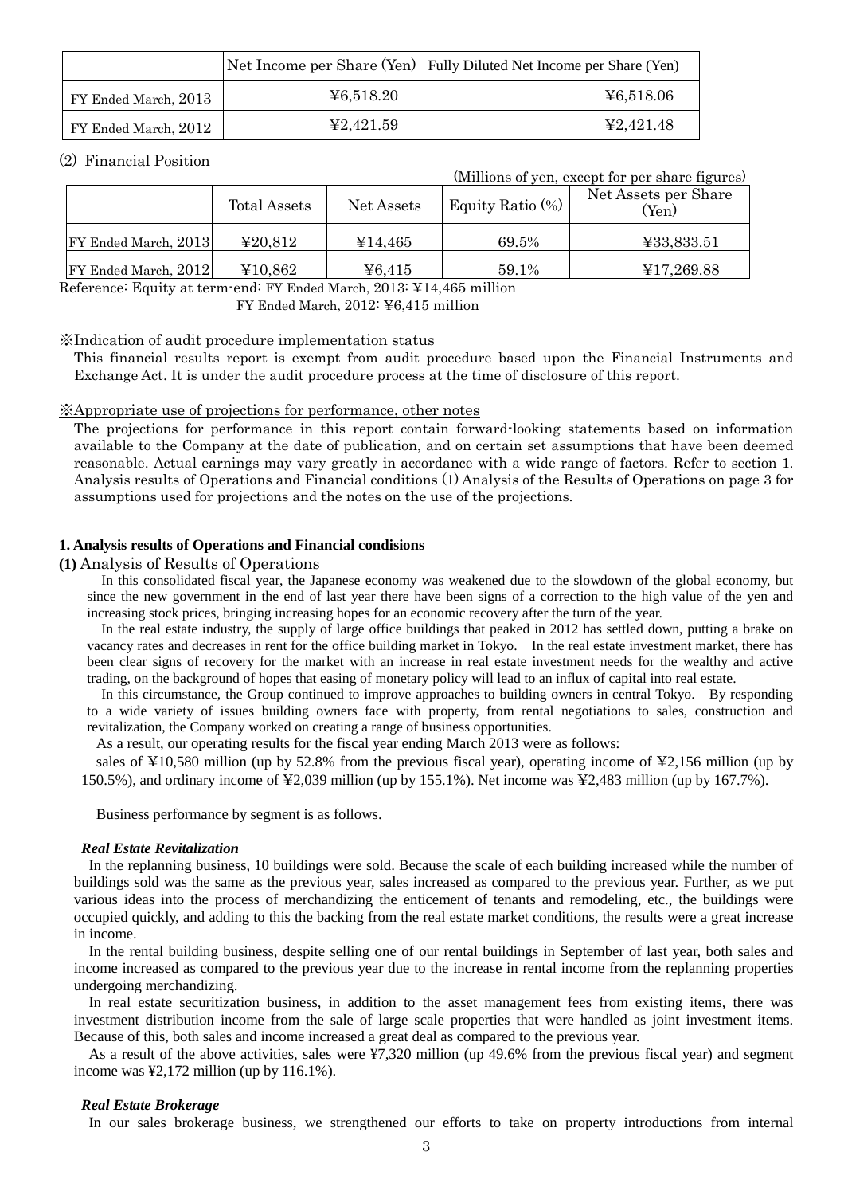| | Net Income per Share (Yen) | Fully Diluted Net Income per Share (Yen) |
|---|---|---|
| FY Ended March, 2013 | ¥6,518.20 | ¥6,518.06 |
| FY Ended March, 2012 | ¥2,421.59 | ¥2,421.48 |

(2) Financial Position

(Millions of yen, except for per share figures)

| | Total Assets | Net Assets | Equity Ratio (%) | Net Assets per Share (Yen) |
|---|---|---|---|---|
| FY Ended March, 2013 | ¥20,812 | ¥14,465 | 69.5% | ¥33,833.51 |
| FY Ended March, 2012 | ¥10,862 | ¥6,415 | 59.1% | ¥17,269.88 |

Reference: Equity at term-end: FY Ended March, 2013: ¥14,465 million
FY Ended March, 2012: ¥6,415 million

※Indication of audit procedure implementation status

This financial results report is exempt from audit procedure based upon the Financial Instruments and Exchange Act. It is under the audit procedure process at the time of disclosure of this report.

※Appropriate use of projections for performance, other notes

The projections for performance in this report contain forward-looking statements based on information available to the Company at the date of publication, and on certain set assumptions that have been deemed reasonable. Actual earnings may vary greatly in accordance with a wide range of factors. Refer to section 1. Analysis results of Operations and Financial conditions (1) Analysis of the Results of Operations on page 3 for assumptions used for projections and the notes on the use of the projections.

## 1. Analysis results of Operations and Financial condisions

### (1) Analysis of Results of Operations

In this consolidated fiscal year, the Japanese economy was weakened due to the slowdown of the global economy, but since the new government in the end of last year there have been signs of a correction to the high value of the yen and increasing stock prices, bringing increasing hopes for an economic recovery after the turn of the year.

In the real estate industry, the supply of large office buildings that peaked in 2012 has settled down, putting a brake on vacancy rates and decreases in rent for the office building market in Tokyo. In the real estate investment market, there has been clear signs of recovery for the market with an increase in real estate investment needs for the wealthy and active trading, on the background of hopes that easing of monetary policy will lead to an influx of capital into real estate.

In this circumstance, the Group continued to improve approaches to building owners in central Tokyo. By responding to a wide variety of issues building owners face with property, from rental negotiations to sales, construction and revitalization, the Company worked on creating a range of business opportunities.

As a result, our operating results for the fiscal year ending March 2013 were as follows:

sales of ¥10,580 million (up by 52.8% from the previous fiscal year), operating income of ¥2,156 million (up by 150.5%), and ordinary income of ¥2,039 million (up by 155.1%). Net income was ¥2,483 million (up by 167.7%).

Business performance by segment is as follows.

***Real Estate Revitalization***

In the replanning business, 10 buildings were sold. Because the scale of each building increased while the number of buildings sold was the same as the previous year, sales increased as compared to the previous year. Further, as we put various ideas into the process of merchandizing the enticement of tenants and remodeling, etc., the buildings were occupied quickly, and adding to this the backing from the real estate market conditions, the results were a great increase in income.

In the rental building business, despite selling one of our rental buildings in September of last year, both sales and income increased as compared to the previous year due to the increase in rental income from the replanning properties undergoing merchandizing.

In real estate securitization business, in addition to the asset management fees from existing items, there was investment distribution income from the sale of large scale properties that were handled as joint investment items. Because of this, both sales and income increased a great deal as compared to the previous year.

As a result of the above activities, sales were ¥7,320 million (up 49.6% from the previous fiscal year) and segment income was ¥2,172 million (up by 116.1%).

***Real Estate Brokerage***

In our sales brokerage business, we strengthened our efforts to take on property introductions from internal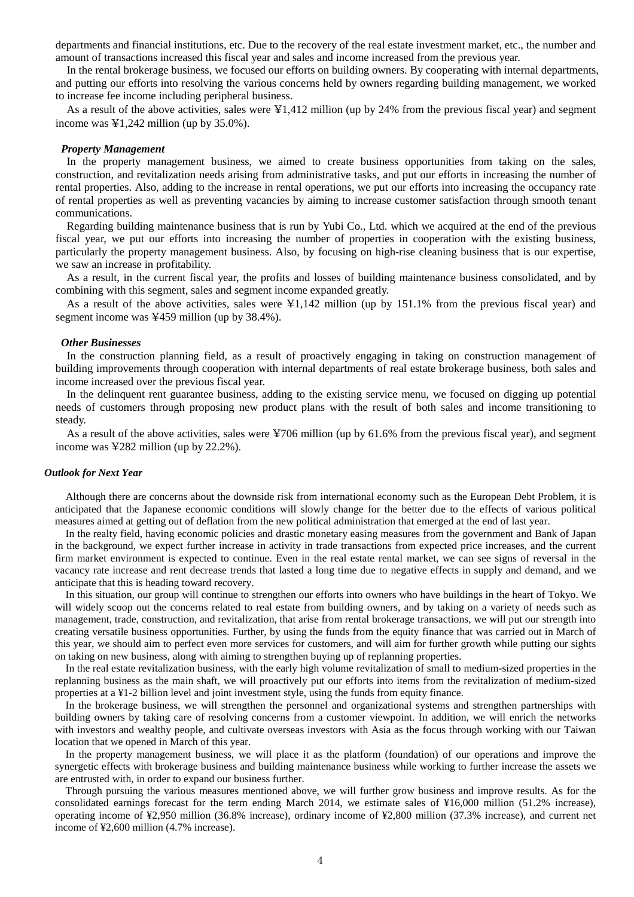departments and financial institutions, etc. Due to the recovery of the real estate investment market, etc., the number and amount of transactions increased this fiscal year and sales and income increased from the previous year.

In the rental brokerage business, we focused our efforts on building owners. By cooperating with internal departments, and putting our efforts into resolving the various concerns held by owners regarding building management, we worked to increase fee income including peripheral business.

As a result of the above activities, sales were ¥1,412 million (up by 24% from the previous fiscal year) and segment income was ¥1,242 million (up by 35.0%).

***Property Management***

In the property management business, we aimed to create business opportunities from taking on the sales, construction, and revitalization needs arising from administrative tasks, and put our efforts in increasing the number of rental properties. Also, adding to the increase in rental operations, we put our efforts into increasing the occupancy rate of rental properties as well as preventing vacancies by aiming to increase customer satisfaction through smooth tenant communications.

Regarding building maintenance business that is run by Yubi Co., Ltd. which we acquired at the end of the previous fiscal year, we put our efforts into increasing the number of properties in cooperation with the existing business, particularly the property management business. Also, by focusing on high-rise cleaning business that is our expertise, we saw an increase in profitability.

As a result, in the current fiscal year, the profits and losses of building maintenance business consolidated, and by combining with this segment, sales and segment income expanded greatly.

As a result of the above activities, sales were ¥1,142 million (up by 151.1% from the previous fiscal year) and segment income was ¥459 million (up by 38.4%).

***Other Businesses***

In the construction planning field, as a result of proactively engaging in taking on construction management of building improvements through cooperation with internal departments of real estate brokerage business, both sales and income increased over the previous fiscal year.

In the delinquent rent guarantee business, adding to the existing service menu, we focused on digging up potential needs of customers through proposing new product plans with the result of both sales and income transitioning to steady.

As a result of the above activities, sales were ¥706 million (up by 61.6% from the previous fiscal year), and segment income was ¥282 million (up by 22.2%).

***Outlook for Next Year***

Although there are concerns about the downside risk from international economy such as the European Debt Problem, it is anticipated that the Japanese economic conditions will slowly change for the better due to the effects of various political measures aimed at getting out of deflation from the new political administration that emerged at the end of last year.

In the realty field, having economic policies and drastic monetary easing measures from the government and Bank of Japan in the background, we expect further increase in activity in trade transactions from expected price increases, and the current firm market environment is expected to continue. Even in the real estate rental market, we can see signs of reversal in the vacancy rate increase and rent decrease trends that lasted a long time due to negative effects in supply and demand, and we anticipate that this is heading toward recovery.

In this situation, our group will continue to strengthen our efforts into owners who have buildings in the heart of Tokyo. We will widely scoop out the concerns related to real estate from building owners, and by taking on a variety of needs such as management, trade, construction, and revitalization, that arise from rental brokerage transactions, we will put our strength into creating versatile business opportunities. Further, by using the funds from the equity finance that was carried out in March of this year, we should aim to perfect even more services for customers, and will aim for further growth while putting our sights on taking on new business, along with aiming to strengthen buying up of replanning properties.

In the real estate revitalization business, with the early high volume revitalization of small to medium-sized properties in the replanning business as the main shaft, we will proactively put our efforts into items from the revitalization of medium-sized properties at a ¥1-2 billion level and joint investment style, using the funds from equity finance.

In the brokerage business, we will strengthen the personnel and organizational systems and strengthen partnerships with building owners by taking care of resolving concerns from a customer viewpoint. In addition, we will enrich the networks with investors and wealthy people, and cultivate overseas investors with Asia as the focus through working with our Taiwan location that we opened in March of this year.

In the property management business, we will place it as the platform (foundation) of our operations and improve the synergetic effects with brokerage business and building maintenance business while working to further increase the assets we are entrusted with, in order to expand our business further.

Through pursuing the various measures mentioned above, we will further grow business and improve results. As for the consolidated earnings forecast for the term ending March 2014, we estimate sales of ¥16,000 million (51.2% increase), operating income of ¥2,950 million (36.8% increase), ordinary income of ¥2,800 million (37.3% increase), and current net income of ¥2,600 million (4.7% increase).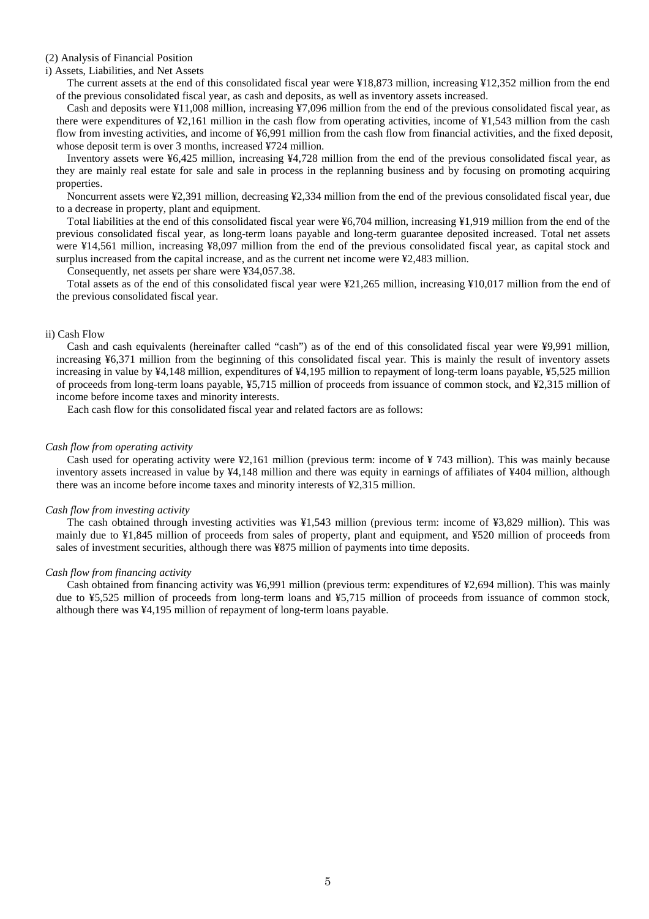(2) Analysis of Financial Position

i) Assets, Liabilities, and Net Assets

The current assets at the end of this consolidated fiscal year were ¥18,873 million, increasing ¥12,352 million from the end of the previous consolidated fiscal year, as cash and deposits, as well as inventory assets increased.

Cash and deposits were ¥11,008 million, increasing ¥7,096 million from the end of the previous consolidated fiscal year, as there were expenditures of ¥2,161 million in the cash flow from operating activities, income of ¥1,543 million from the cash flow from investing activities, and income of ¥6,991 million from the cash flow from financial activities, and the fixed deposit, whose deposit term is over 3 months, increased ¥724 million.

Inventory assets were ¥6,425 million, increasing ¥4,728 million from the end of the previous consolidated fiscal year, as they are mainly real estate for sale and sale in process in the replanning business and by focusing on promoting acquiring properties.

Noncurrent assets were ¥2,391 million, decreasing ¥2,334 million from the end of the previous consolidated fiscal year, due to a decrease in property, plant and equipment.

Total liabilities at the end of this consolidated fiscal year were ¥6,704 million, increasing ¥1,919 million from the end of the previous consolidated fiscal year, as long-term loans payable and long-term guarantee deposited increased. Total net assets were ¥14,561 million, increasing ¥8,097 million from the end of the previous consolidated fiscal year, as capital stock and surplus increased from the capital increase, and as the current net income were ¥2,483 million.

Consequently, net assets per share were ¥34,057.38.

Total assets as of the end of this consolidated fiscal year were ¥21,265 million, increasing ¥10,017 million from the end of the previous consolidated fiscal year.

ii) Cash Flow

Cash and cash equivalents (hereinafter called "cash") as of the end of this consolidated fiscal year were ¥9,991 million, increasing ¥6,371 million from the beginning of this consolidated fiscal year. This is mainly the result of inventory assets increasing in value by ¥4,148 million, expenditures of ¥4,195 million to repayment of long-term loans payable, ¥5,525 million of proceeds from long-term loans payable, ¥5,715 million of proceeds from issuance of common stock, and ¥2,315 million of income before income taxes and minority interests.

Each cash flow for this consolidated fiscal year and related factors are as follows:

*Cash flow from operating activity*

Cash used for operating activity were ¥2,161 million (previous term: income of ¥ 743 million). This was mainly because inventory assets increased in value by ¥4,148 million and there was equity in earnings of affiliates of ¥404 million, although there was an income before income taxes and minority interests of ¥2,315 million.

*Cash flow from investing activity*

The cash obtained through investing activities was ¥1,543 million (previous term: income of ¥3,829 million). This was mainly due to ¥1,845 million of proceeds from sales of property, plant and equipment, and ¥520 million of proceeds from sales of investment securities, although there was ¥875 million of payments into time deposits.

*Cash flow from financing activity*

Cash obtained from financing activity was ¥6,991 million (previous term: expenditures of ¥2,694 million). This was mainly due to ¥5,525 million of proceeds from long-term loans and ¥5,715 million of proceeds from issuance of common stock, although there was ¥4,195 million of repayment of long-term loans payable.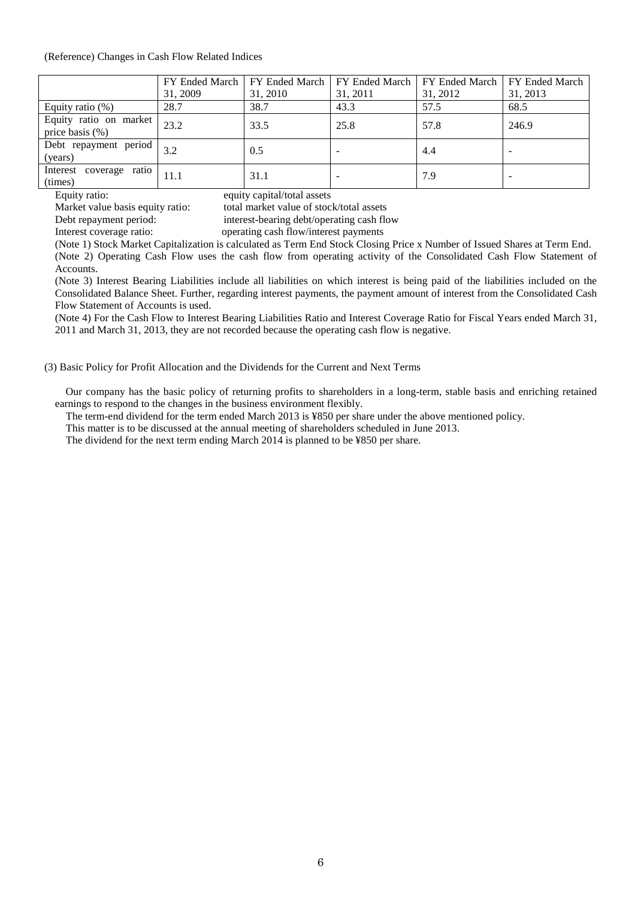(Reference) Changes in Cash Flow Related Indices

| | FY Ended March 31, 2009 | FY Ended March 31, 2010 | FY Ended March 31, 2011 | FY Ended March 31, 2012 | FY Ended March 31, 2013 |
|---|---|---|---|---|---|
| Equity ratio (%) | 28.7 | 38.7 | 43.3 | 57.5 | 68.5 |
| Equity ratio on market price basis (%) | 23.2 | 33.5 | 25.8 | 57.8 | 246.9 |
| Debt repayment period (years) | 3.2 | 0.5 | - | 4.4 | - |
| Interest coverage ratio (times) | 11.1 | 31.1 | - | 7.9 | - |

Equity ratio: equity capital/total assets
Market value basis equity ratio: total market value of stock/total assets
Debt repayment period: interest-bearing debt/operating cash flow
Interest coverage ratio: operating cash flow/interest payments

(Note 1) Stock Market Capitalization is calculated as Term End Stock Closing Price x Number of Issued Shares at Term End.
(Note 2) Operating Cash Flow uses the cash flow from operating activity of the Consolidated Cash Flow Statement of Accounts.
(Note 3) Interest Bearing Liabilities include all liabilities on which interest is being paid of the liabilities included on the Consolidated Balance Sheet. Further, regarding interest payments, the payment amount of interest from the Consolidated Cash Flow Statement of Accounts is used.
(Note 4) For the Cash Flow to Interest Bearing Liabilities Ratio and Interest Coverage Ratio for Fiscal Years ended March 31, 2011 and March 31, 2013, they are not recorded because the operating cash flow is negative.

(3) Basic Policy for Profit Allocation and the Dividends for the Current and Next Terms

Our company has the basic policy of returning profits to shareholders in a long-term, stable basis and enriching retained earnings to respond to the changes in the business environment flexibly.
The term-end dividend for the term ended March 2013 is ¥850 per share under the above mentioned policy.
This matter is to be discussed at the annual meeting of shareholders scheduled in June 2013.
The dividend for the next term ending March 2014 is planned to be ¥850 per share.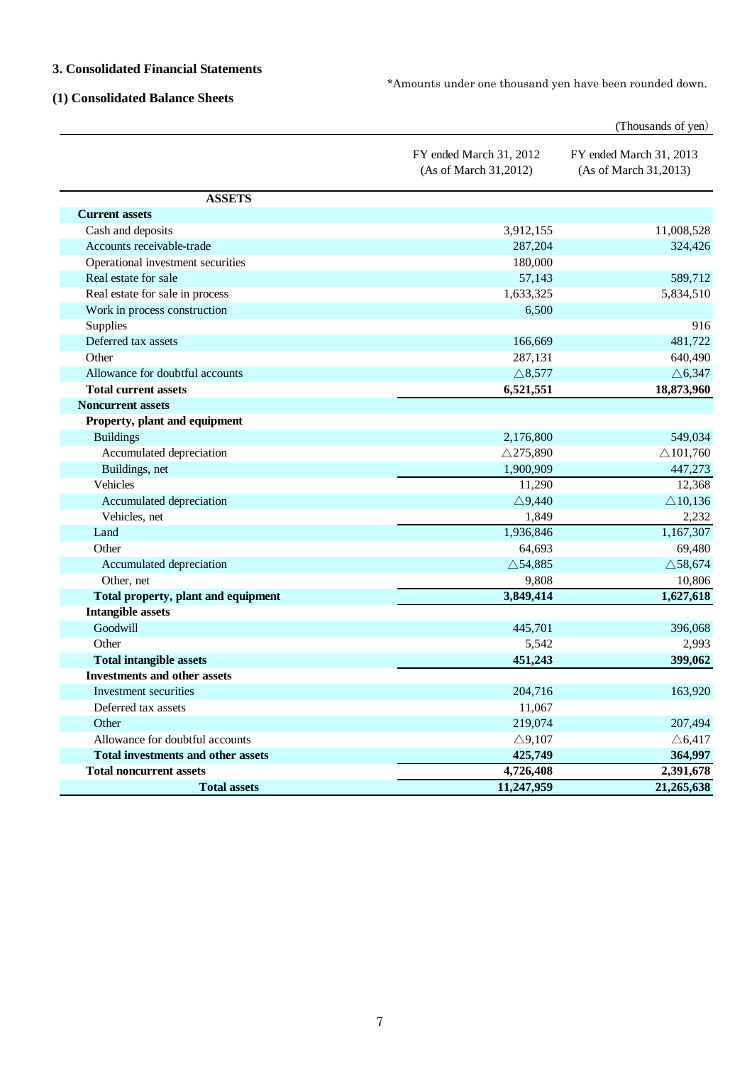## 3. Consolidated Financial Statements

### (1) Consolidated Balance Sheets

*Amounts under one thousand yen have been rounded down.

(Thousands of yen)

| | FY ended March 31, 2012 (As of March 31,2012) | FY ended March 31, 2013 (As of March 31,2013) |
|---|---|---|
| **ASSETS** | | |
| **Current assets** | | |
| Cash and deposits | 3,912,155 | 11,008,528 |
| Accounts receivable-trade | 287,204 | 324,426 |
| Operational investment securities | 180,000 | |
| Real estate for sale | 57,143 | 589,712 |
| Real estate for sale in process | 1,633,325 | 5,834,510 |
| Work in process construction | 6,500 | |
| Supplies | | 916 |
| Deferred tax assets | 166,669 | 481,722 |
| Other | 287,131 | 640,490 |
| Allowance for doubtful accounts | △8,577 | △6,347 |
| **Total current assets** | **6,521,551** | **18,873,960** |
| **Noncurrent assets** | | |
| **Property, plant and equipment** | | |
| Buildings | 2,176,800 | 549,034 |
| Accumulated depreciation | △275,890 | △101,760 |
| Buildings, net | 1,900,909 | 447,273 |
| Vehicles | 11,290 | 12,368 |
| Accumulated depreciation | △9,440 | △10,136 |
| Vehicles, net | 1,849 | 2,232 |
| Land | 1,936,846 | 1,167,307 |
| Other | 64,693 | 69,480 |
| Accumulated depreciation | △54,885 | △58,674 |
| Other, net | 9,808 | 10,806 |
| **Total property, plant and equipment** | **3,849,414** | **1,627,618** |
| **Intangible assets** | | |
| Goodwill | 445,701 | 396,068 |
| Other | 5,542 | 2,993 |
| **Total intangible assets** | **451,243** | **399,062** |
| **Investments and other assets** | | |
| Investment securities | 204,716 | 163,920 |
| Deferred tax assets | 11,067 | |
| Other | 219,074 | 207,494 |
| Allowance for doubtful accounts | △9,107 | △6,417 |
| **Total investments and other assets** | **425,749** | **364,997** |
| **Total noncurrent assets** | **4,726,408** | **2,391,678** |
| **Total assets** | **11,247,959** | **21,265,638** |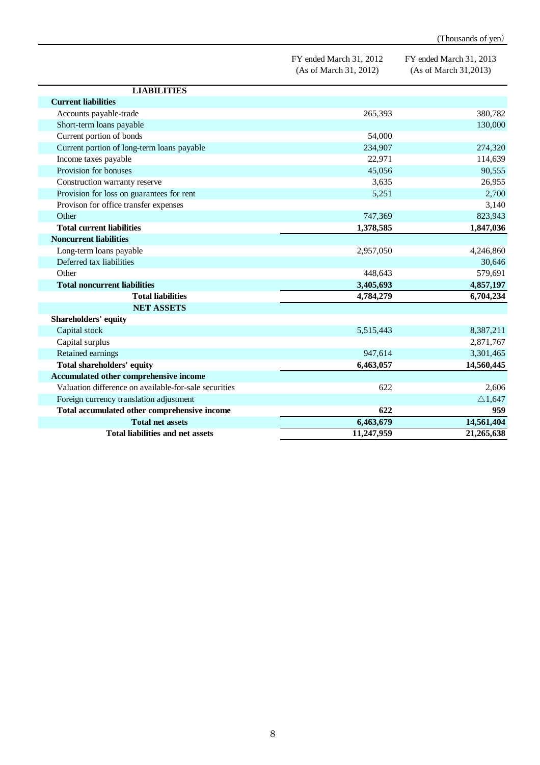(Thousands of yen)

| | FY ended March 31, 2012 (As of March 31, 2012) | FY ended March 31, 2013 (As of March 31,2013) |
|---|---|---|
| **LIABILITIES** | | |
| **Current liabilities** | | |
| Accounts payable-trade | 265,393 | 380,782 |
| Short-term loans payable | | 130,000 |
| Current portion of bonds | 54,000 | |
| Current portion of long-term loans payable | 234,907 | 274,320 |
| Income taxes payable | 22,971 | 114,639 |
| Provision for bonuses | 45,056 | 90,555 |
| Construction warranty reserve | 3,635 | 26,955 |
| Provision for loss on guarantees for rent | 5,251 | 2,700 |
| Provison for office transfer expenses | | 3,140 |
| Other | 747,369 | 823,943 |
| **Total current liabilities** | **1,378,585** | **1,847,036** |
| **Noncurrent liabilities** | | |
| Long-term loans payable | 2,957,050 | 4,246,860 |
| Deferred tax liabilities | | 30,646 |
| Other | 448,643 | 579,691 |
| **Total noncurrent liabilities** | **3,405,693** | **4,857,197** |
| **Total liabilities** | **4,784,279** | **6,704,234** |
| **NET ASSETS** | | |
| **Shareholders' equity** | | |
| Capital stock | 5,515,443 | 8,387,211 |
| Capital surplus | | 2,871,767 |
| Retained earnings | 947,614 | 3,301,465 |
| **Total shareholders' equity** | **6,463,057** | **14,560,445** |
| **Accumulated other comprehensive income** | | |
| Valuation difference on available-for-sale securities | 622 | 2,606 |
| Foreign currency translation adjustment | | △1,647 |
| **Total accumulated other comprehensive income** | **622** | **959** |
| **Total net assets** | **6,463,679** | **14,561,404** |
| **Total liabilities and net assets** | **11,247,959** | **21,265,638** |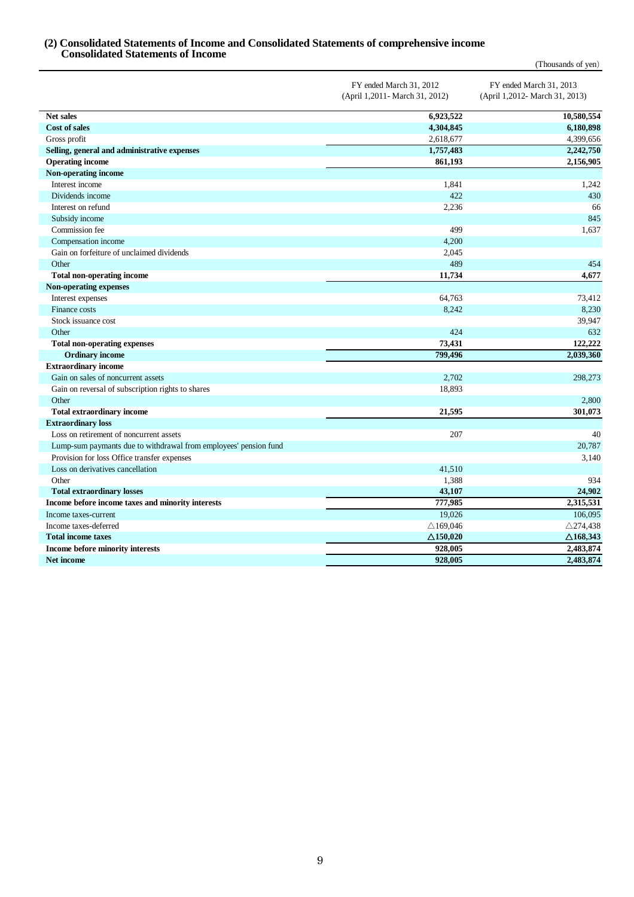## (2) Consolidated Statements of Income and Consolidated Statements of comprehensive income

### Consolidated Statements of Income

(Thousands of yen)

| | FY ended March 31, 2012 (April 1,2011- March 31, 2012) | FY ended March 31, 2013 (April 1,2012- March 31, 2013) |
|---|---|---|
| **Net sales** | **6,923,522** | **10,580,554** |
| **Cost of sales** | **4,304,845** | **6,180,898** |
| Gross profit | 2,618,677 | 4,399,656 |
| **Selling, general and administrative expenses** | **1,757,483** | **2,242,750** |
| **Operating income** | **861,193** | **2,156,905** |
| **Non-operating income** | | |
| Interest income | 1,841 | 1,242 |
| Dividends income | 422 | 430 |
| Interest on refund | 2,236 | 66 |
| Subsidy income | | 845 |
| Commission fee | 499 | 1,637 |
| Compensation income | 4,200 | |
| Gain on forfeiture of unclaimed dividends | 2,045 | |
| Other | 489 | 454 |
| **Total non-operating income** | **11,734** | **4,677** |
| **Non-operating expenses** | | |
| Interest expenses | 64,763 | 73,412 |
| Finance costs | 8,242 | 8,230 |
| Stock issuance cost | | 39,947 |
| Other | 424 | 632 |
| **Total non-operating expenses** | **73,431** | **122,222** |
| **Ordinary income** | **799,496** | **2,039,360** |
| **Extraordinary income** | | |
| Gain on sales of noncurrent assets | 2,702 | 298,273 |
| Gain on reversal of subscription rights to shares | 18,893 | |
| Other | | 2,800 |
| **Total extraordinary income** | **21,595** | **301,073** |
| **Extraordinary loss** | | |
| Loss on retirement of noncurrent assets | 207 | 40 |
| Lump-sum paymants due to withdrawal from employees' pension fund | | 20,787 |
| Provision for loss Office transfer expenses | | 3,140 |
| Loss on derivatives cancellation | 41,510 | |
| Other | 1,388 | 934 |
| **Total extraordinary losses** | **43,107** | **24,902** |
| **Income before income taxes and minority interests** | **777,985** | **2,315,531** |
| Income taxes-current | 19,026 | 106,095 |
| Income taxes-deferred | △169,046 | △274,438 |
| **Total income taxes** | **△150,020** | **△168,343** |
| **Income before minority interests** | **928,005** | **2,483,874** |
| **Net income** | **928,005** | **2,483,874** |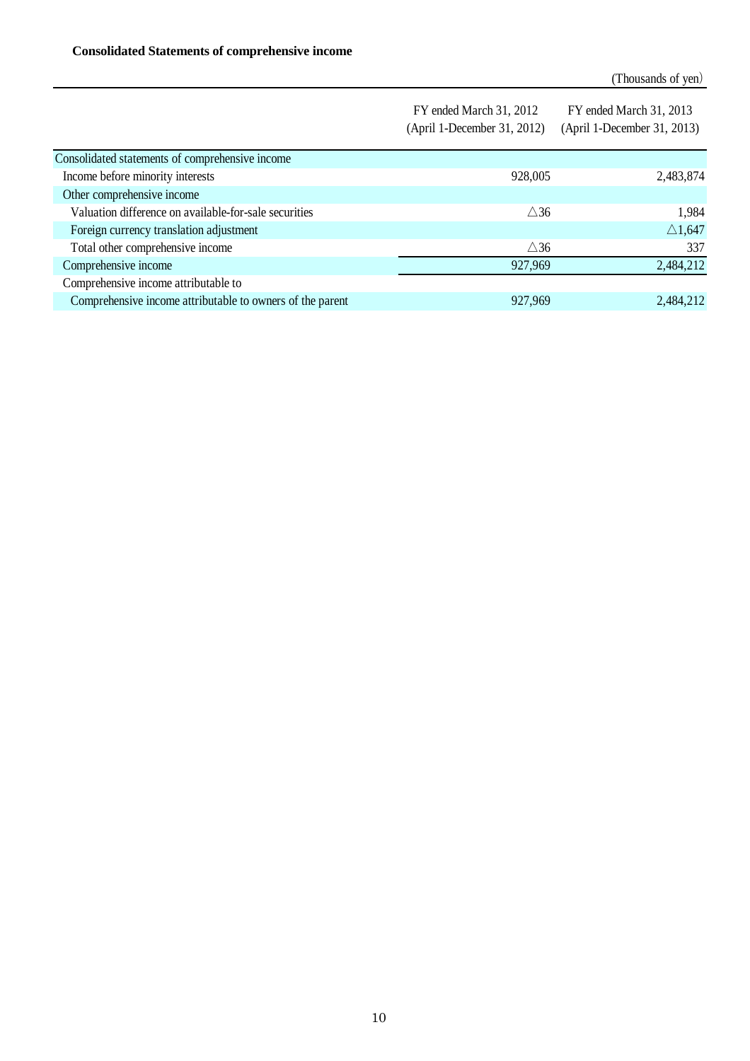**Consolidated Statements of comprehensive income**

(Thousands of yen)

| | FY ended March 31, 2012 (April 1-December 31, 2012) | FY ended March 31, 2013 (April 1-December 31, 2013) |
|---|---|---|
| Consolidated statements of comprehensive income | | |
| Income before minority interests | 928,005 | 2,483,874 |
| Other comprehensive income | | |
| Valuation difference on available-for-sale securities | △36 | 1,984 |
| Foreign currency translation adjustment | | △1,647 |
| Total other comprehensive income | △36 | 337 |
| Comprehensive income | 927,969 | 2,484,212 |
| Comprehensive income attributable to | | |
| Comprehensive income attributable to owners of the parent | 927,969 | 2,484,212 |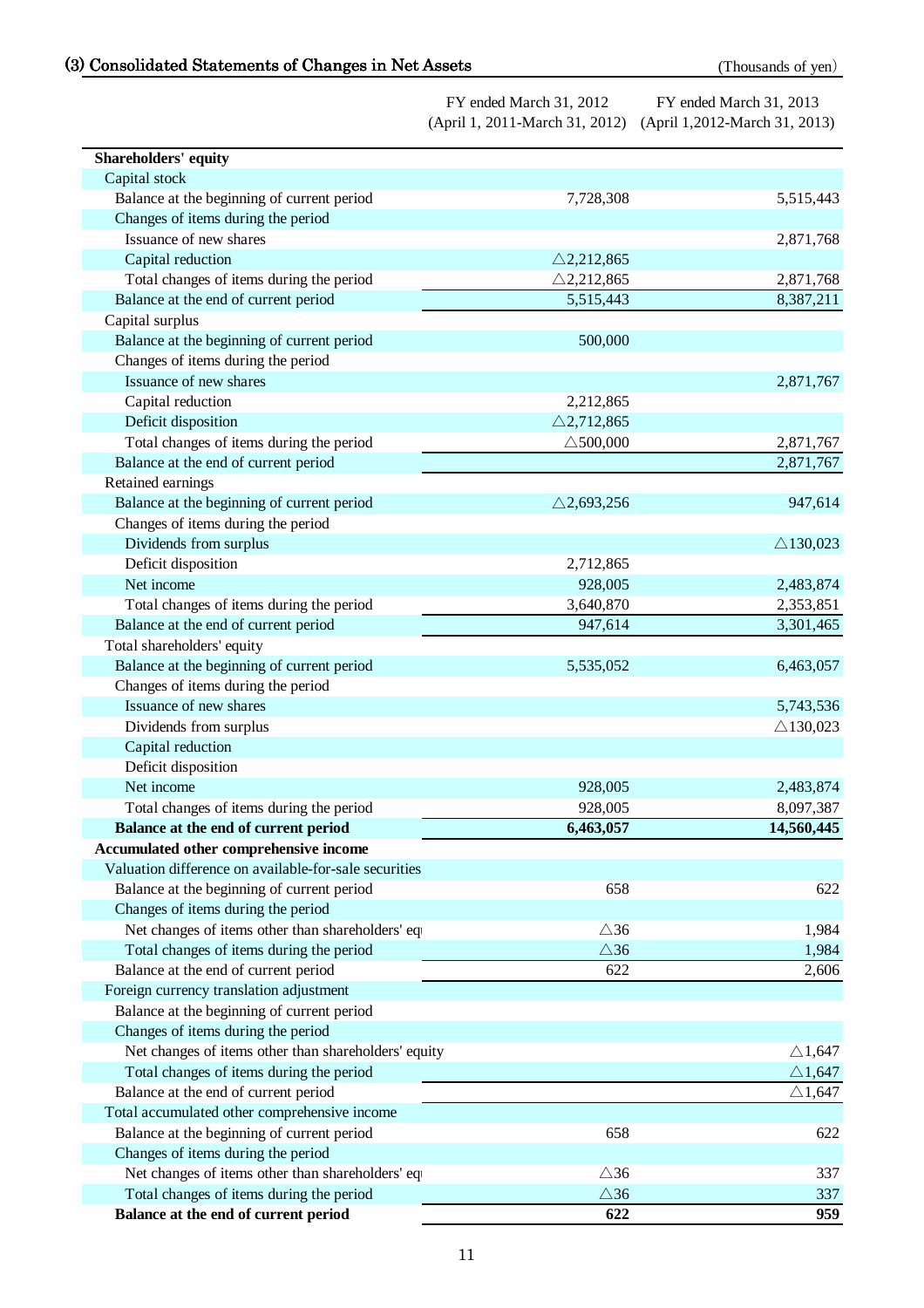## (3) Consolidated Statements of Changes in Net Assets

(Thousands of yen)

| | FY ended March 31, 2012 (April 1, 2011-March 31, 2012) | FY ended March 31, 2013 (April 1,2012-March 31, 2013) |
|---|---|---|
| **Shareholders' equity** | | |
| Capital stock | | |
| Balance at the beginning of current period | 7,728,308 | 5,515,443 |
| Changes of items during the period | | |
| Issuance of new shares | | 2,871,768 |
| Capital reduction | △2,212,865 | |
| Total changes of items during the period | △2,212,865 | 2,871,768 |
| Balance at the end of current period | 5,515,443 | 8,387,211 |
| Capital surplus | | |
| Balance at the beginning of current period | 500,000 | |
| Changes of items during the period | | |
| Issuance of new shares | | 2,871,767 |
| Capital reduction | 2,212,865 | |
| Deficit disposition | △2,712,865 | |
| Total changes of items during the period | △500,000 | 2,871,767 |
| Balance at the end of current period | | 2,871,767 |
| Retained earnings | | |
| Balance at the beginning of current period | △2,693,256 | 947,614 |
| Changes of items during the period | | |
| Dividends from surplus | | △130,023 |
| Deficit disposition | 2,712,865 | |
| Net income | 928,005 | 2,483,874 |
| Total changes of items during the period | 3,640,870 | 2,353,851 |
| Balance at the end of current period | 947,614 | 3,301,465 |
| Total shareholders' equity | | |
| Balance at the beginning of current period | 5,535,052 | 6,463,057 |
| Changes of items during the period | | |
| Issuance of new shares | | 5,743,536 |
| Dividends from surplus | | △130,023 |
| Capital reduction | | |
| Deficit disposition | | |
| Net income | 928,005 | 2,483,874 |
| Total changes of items during the period | 928,005 | 8,097,387 |
| **Balance at the end of current period** | **6,463,057** | **14,560,445** |
| **Accumulated other comprehensive income** | | |
| Valuation difference on available-for-sale securities | | |
| Balance at the beginning of current period | 658 | 622 |
| Changes of items during the period | | |
| Net changes of items other than shareholders' equity | △36 | 1,984 |
| Total changes of items during the period | △36 | 1,984 |
| Balance at the end of current period | 622 | 2,606 |
| Foreign currency translation adjustment | | |
| Balance at the beginning of current period | | |
| Changes of items during the period | | |
| Net changes of items other than shareholders' equity | | △1,647 |
| Total changes of items during the period | | △1,647 |
| Balance at the end of current period | | △1,647 |
| Total accumulated other comprehensive income | | |
| Balance at the beginning of current period | 658 | 622 |
| Changes of items during the period | | |
| Net changes of items other than shareholders' equity | △36 | 337 |
| Total changes of items during the period | △36 | 337 |
| **Balance at the end of current period** | **622** | **959** |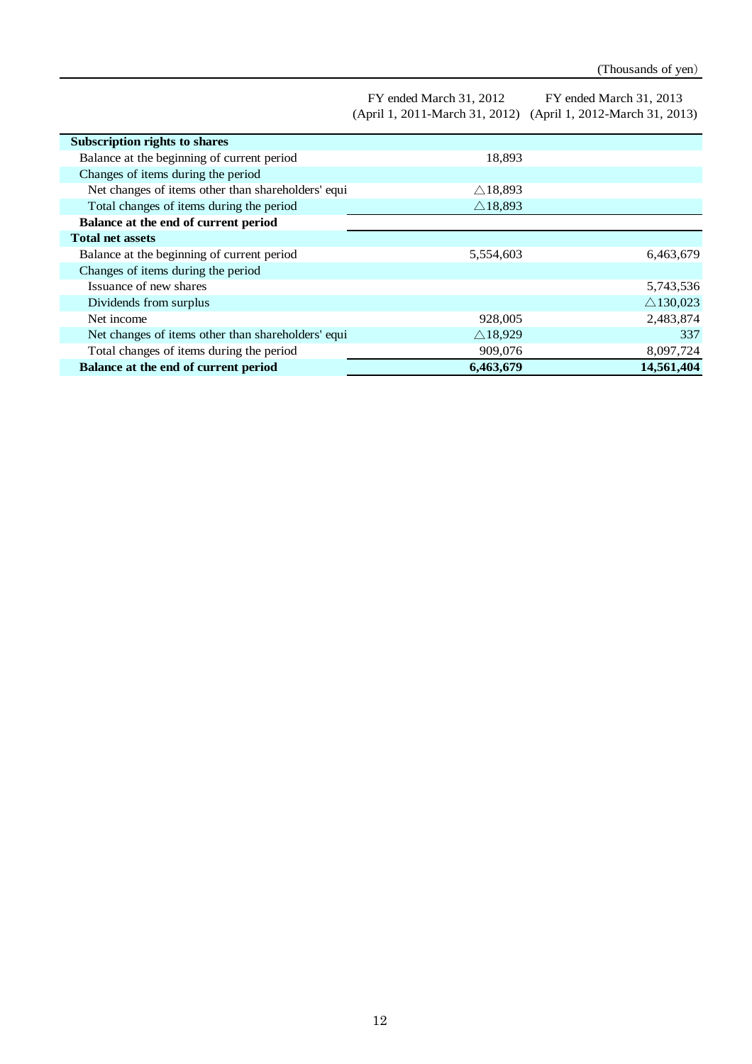(Thousands of yen)

| | FY ended March 31, 2012 (April 1, 2011-March 31, 2012) | FY ended March 31, 2013 (April 1, 2012-March 31, 2013) |
|---|---|---|
| **Subscription rights to shares** | | |
| Balance at the beginning of current period | 18,893 | |
| Changes of items during the period | | |
| Net changes of items other than shareholders' equi | △18,893 | |
| Total changes of items during the period | △18,893 | |
| **Balance at the end of current period** | | |
| **Total net assets** | | |
| Balance at the beginning of current period | 5,554,603 | 6,463,679 |
| Changes of items during the period | | |
| Issuance of new shares | | 5,743,536 |
| Dividends from surplus | | △130,023 |
| Net income | 928,005 | 2,483,874 |
| Net changes of items other than shareholders' equi | △18,929 | 337 |
| Total changes of items during the period | 909,076 | 8,097,724 |
| **Balance at the end of current period** | **6,463,679** | **14,561,404** |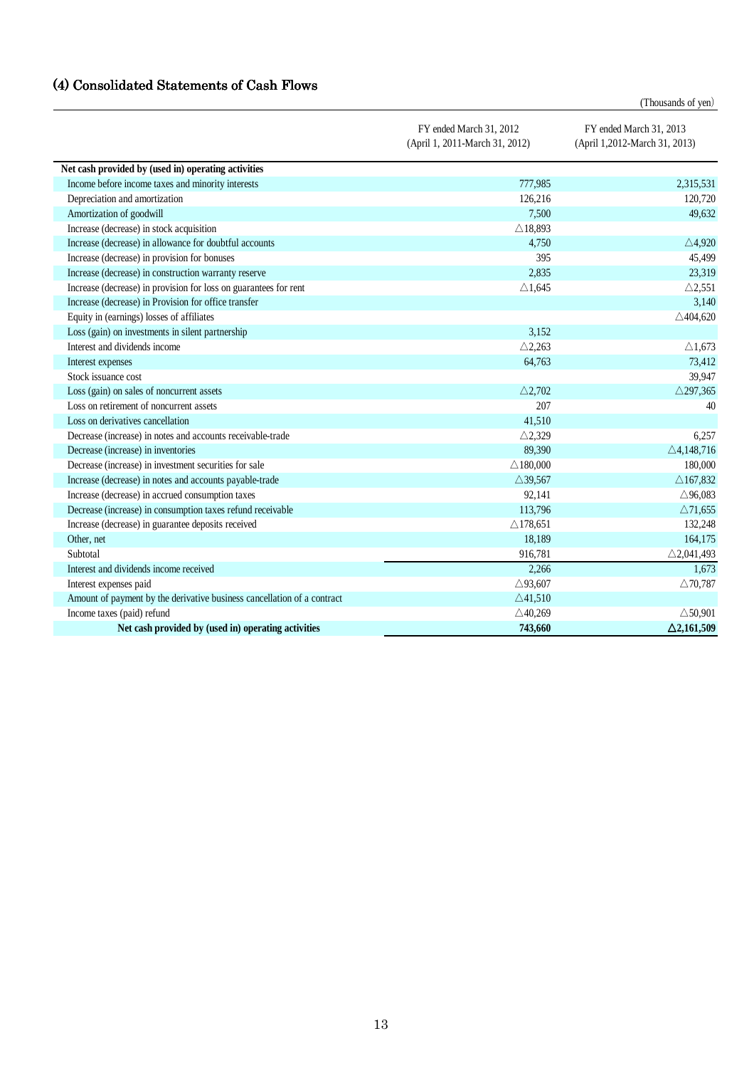## (4) Consolidated Statements of Cash Flows

(Thousands of yen)

| | FY ended March 31, 2012 (April 1, 2011-March 31, 2012) | FY ended March 31, 2013 (April 1,2012-March 31, 2013) |
|---|---|---|
| **Net cash provided by (used in) operating activities** | | |
| Income before income taxes and minority interests | 777,985 | 2,315,531 |
| Depreciation and amortization | 126,216 | 120,720 |
| Amortization of goodwill | 7,500 | 49,632 |
| Increase (decrease) in stock acquisition | △18,893 | |
| Increase (decrease) in allowance for doubtful accounts | 4,750 | △4,920 |
| Increase (decrease) in provision for bonuses | 395 | 45,499 |
| Increase (decrease) in construction warranty reserve | 2,835 | 23,319 |
| Increase (decrease) in provision for loss on guarantees for rent | △1,645 | △2,551 |
| Increase (decrease) in Provision for office transfer | | 3,140 |
| Equity in (earnings) losses of affiliates | | △404,620 |
| Loss (gain) on investments in silent partnership | 3,152 | |
| Interest and dividends income | △2,263 | △1,673 |
| Interest expenses | 64,763 | 73,412 |
| Stock issuance cost | | 39,947 |
| Loss (gain) on sales of noncurrent assets | △2,702 | △297,365 |
| Loss on retirement of noncurrent assets | 207 | 40 |
| Loss on derivatives cancellation | 41,510 | |
| Decrease (increase) in notes and accounts receivable-trade | △2,329 | 6,257 |
| Decrease (increase) in inventories | 89,390 | △4,148,716 |
| Decrease (increase) in investment securities for sale | △180,000 | 180,000 |
| Increase (decrease) in notes and accounts payable-trade | △39,567 | △167,832 |
| Increase (decrease) in accrued consumption taxes | 92,141 | △96,083 |
| Decrease (increase) in consumption taxes refund receivable | 113,796 | △71,655 |
| Increase (decrease) in guarantee deposits received | △178,651 | 132,248 |
| Other, net | 18,189 | 164,175 |
| Subtotal | 916,781 | △2,041,493 |
| Interest and dividends income received | 2,266 | 1,673 |
| Interest expenses paid | △93,607 | △70,787 |
| Amount of payment by the derivative business cancellation of a contract | △41,510 | |
| Income taxes (paid) refund | △40,269 | △50,901 |
| **Net cash provided by (used in) operating activities** | **743,660** | **△2,161,509** |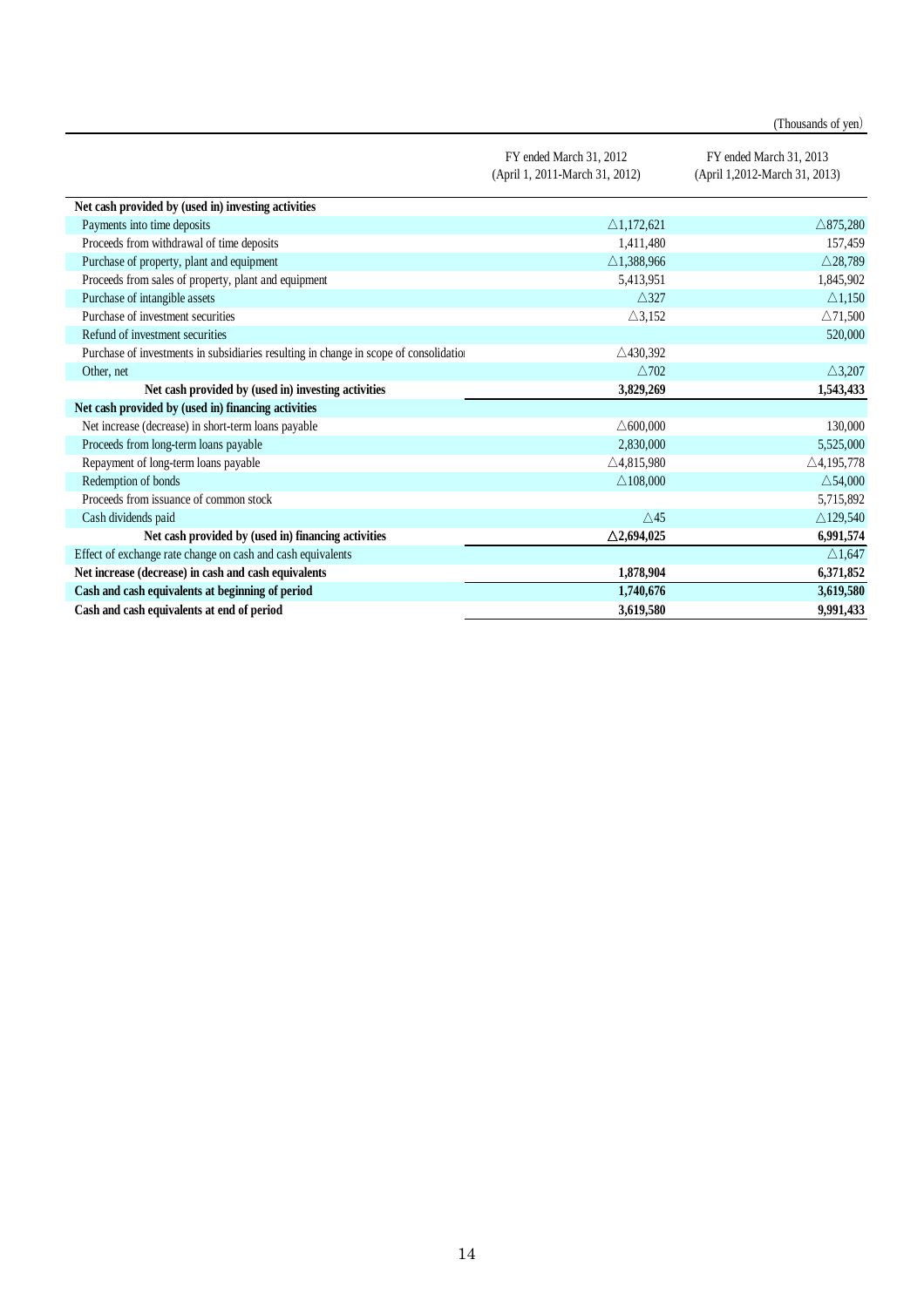(Thousands of yen)

| | FY ended March 31, 2012 (April 1, 2011-March 31, 2012) | FY ended March 31, 2013 (April 1,2012-March 31, 2013) |
|---|---|---|
| **Net cash provided by (used in) investing activities** | | |
| Payments into time deposits | △1,172,621 | △875,280 |
| Proceeds from withdrawal of time deposits | 1,411,480 | 157,459 |
| Purchase of property, plant and equipment | △1,388,966 | △28,789 |
| Proceeds from sales of property, plant and equipment | 5,413,951 | 1,845,902 |
| Purchase of intangible assets | △327 | △1,150 |
| Purchase of investment securities | △3,152 | △71,500 |
| Refund of investment securities | | 520,000 |
| Purchase of investments in subsidiaries resulting in change in scope of consolidation | △430,392 | |
| Other, net | △702 | △3,207 |
| **Net cash provided by (used in) investing activities** | **3,829,269** | **1,543,433** |
| **Net cash provided by (used in) financing activities** | | |
| Net increase (decrease) in short-term loans payable | △600,000 | 130,000 |
| Proceeds from long-term loans payable | 2,830,000 | 5,525,000 |
| Repayment of long-term loans payable | △4,815,980 | △4,195,778 |
| Redemption of bonds | △108,000 | △54,000 |
| Proceeds from issuance of common stock | | 5,715,892 |
| Cash dividends paid | △45 | △129,540 |
| **Net cash provided by (used in) financing activities** | **△2,694,025** | **6,991,574** |
| Effect of exchange rate change on cash and cash equivalents | | △1,647 |
| **Net increase (decrease) in cash and cash equivalents** | **1,878,904** | **6,371,852** |
| **Cash and cash equivalents at beginning of period** | **1,740,676** | **3,619,580** |
| **Cash and cash equivalents at end of period** | **3,619,580** | **9,991,433** |